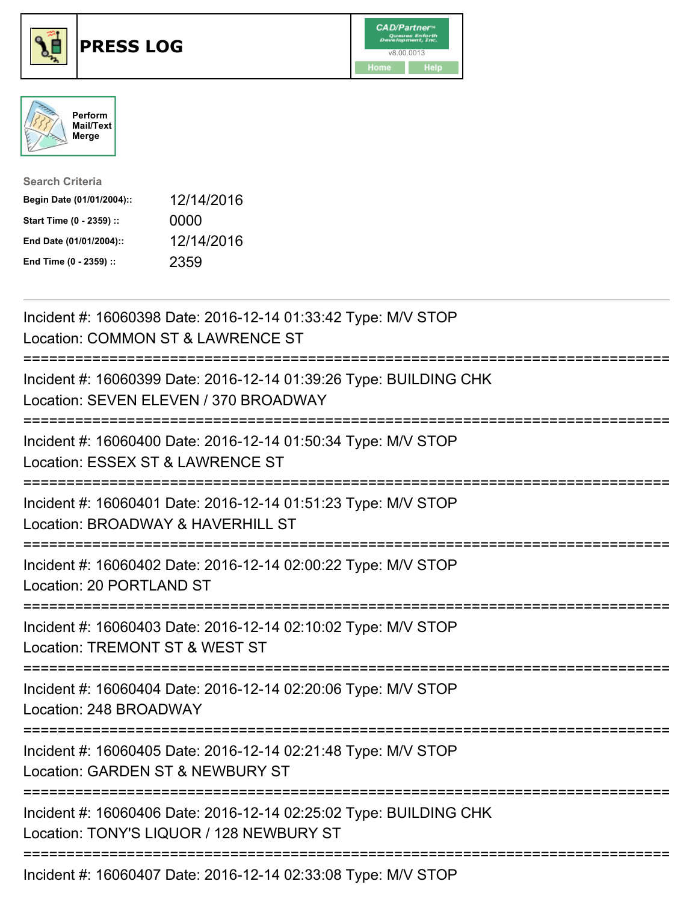# PRESS LOG

Perform Mail/Text Merge

**Search Criteria**

| | |
|---|---|
| **Begin Date (01/01/2004)::** | 12/14/2016 |
| **Start Time (0 - 2359) ::** | 0000 |
| **End Date (01/01/2004)::** | 12/14/2016 |
| **End Time (0 - 2359) ::** | 2359 |

---

Incident #: 16060398 Date: 2016-12-14 01:33:42 Type: M/V STOP
Location: COMMON ST & LAWRENCE ST

===========================================================================

Incident #: 16060399 Date: 2016-12-14 01:39:26 Type: BUILDING CHK
Location: SEVEN ELEVEN / 370 BROADWAY

===========================================================================

Incident #: 16060400 Date: 2016-12-14 01:50:34 Type: M/V STOP
Location: ESSEX ST & LAWRENCE ST

===========================================================================

Incident #: 16060401 Date: 2016-12-14 01:51:23 Type: M/V STOP
Location: BROADWAY & HAVERHILL ST

===========================================================================

Incident #: 16060402 Date: 2016-12-14 02:00:22 Type: M/V STOP
Location: 20 PORTLAND ST

===========================================================================

Incident #: 16060403 Date: 2016-12-14 02:10:02 Type: M/V STOP
Location: TREMONT ST & WEST ST

===========================================================================

Incident #: 16060404 Date: 2016-12-14 02:20:06 Type: M/V STOP
Location: 248 BROADWAY

===========================================================================

Incident #: 16060405 Date: 2016-12-14 02:21:48 Type: M/V STOP
Location: GARDEN ST & NEWBURY ST

===========================================================================

Incident #: 16060406 Date: 2016-12-14 02:25:02 Type: BUILDING CHK
Location: TONY'S LIQUOR / 128 NEWBURY ST

===========================================================================

Incident #: 16060407 Date: 2016-12-14 02:33:08 Type: M/V STOP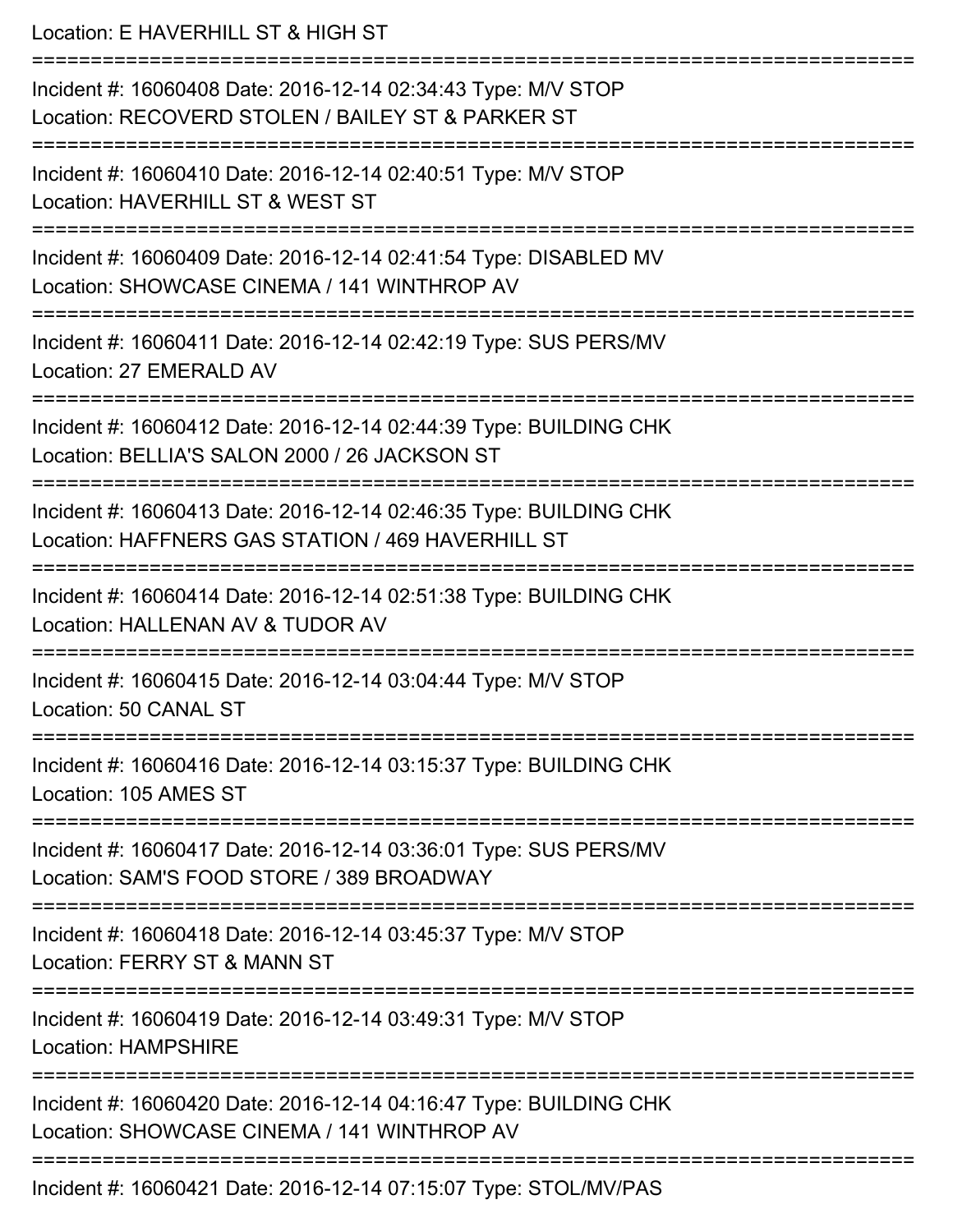Location: E HAVERHILL ST & HIGH ST

===========================================================================

Incident #: 16060408 Date: 2016-12-14 02:34:43 Type: M/V STOP
Location: RECOVERD STOLEN / BAILEY ST & PARKER ST

===========================================================================

Incident #: 16060410 Date: 2016-12-14 02:40:51 Type: M/V STOP
Location: HAVERHILL ST & WEST ST

===========================================================================

Incident #: 16060409 Date: 2016-12-14 02:41:54 Type: DISABLED MV
Location: SHOWCASE CINEMA / 141 WINTHROP AV

===========================================================================

Incident #: 16060411 Date: 2016-12-14 02:42:19 Type: SUS PERS/MV
Location: 27 EMERALD AV

===========================================================================

Incident #: 16060412 Date: 2016-12-14 02:44:39 Type: BUILDING CHK
Location: BELLIA'S SALON 2000 / 26 JACKSON ST

===========================================================================

Incident #: 16060413 Date: 2016-12-14 02:46:35 Type: BUILDING CHK
Location: HAFFNERS GAS STATION / 469 HAVERHILL ST

===========================================================================

Incident #: 16060414 Date: 2016-12-14 02:51:38 Type: BUILDING CHK
Location: HALLENAN AV & TUDOR AV

===========================================================================

Incident #: 16060415 Date: 2016-12-14 03:04:44 Type: M/V STOP
Location: 50 CANAL ST

===========================================================================

Incident #: 16060416 Date: 2016-12-14 03:15:37 Type: BUILDING CHK
Location: 105 AMES ST

===========================================================================

Incident #: 16060417 Date: 2016-12-14 03:36:01 Type: SUS PERS/MV
Location: SAM'S FOOD STORE / 389 BROADWAY

===========================================================================

Incident #: 16060418 Date: 2016-12-14 03:45:37 Type: M/V STOP
Location: FERRY ST & MANN ST

===========================================================================

Incident #: 16060419 Date: 2016-12-14 03:49:31 Type: M/V STOP
Location: HAMPSHIRE

===========================================================================

Incident #: 16060420 Date: 2016-12-14 04:16:47 Type: BUILDING CHK
Location: SHOWCASE CINEMA / 141 WINTHROP AV

===========================================================================

Incident #: 16060421 Date: 2016-12-14 07:15:07 Type: STOL/MV/PAS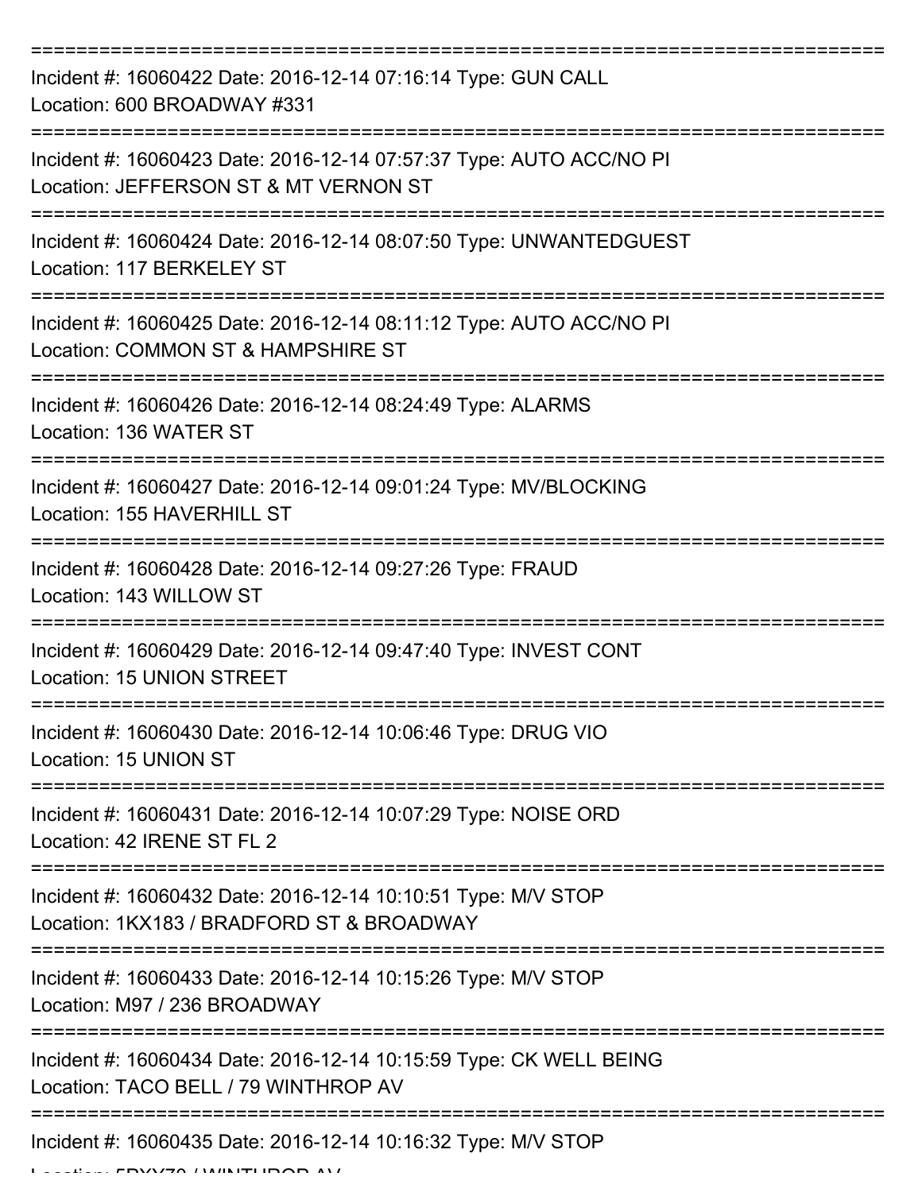===========================================================================

Incident #: 16060422 Date: 2016-12-14 07:16:14 Type: GUN CALL
Location: 600 BROADWAY #331

===========================================================================

Incident #: 16060423 Date: 2016-12-14 07:57:37 Type: AUTO ACC/NO PI
Location: JEFFERSON ST & MT VERNON ST

===========================================================================

Incident #: 16060424 Date: 2016-12-14 08:07:50 Type: UNWANTEDGUEST
Location: 117 BERKELEY ST

===========================================================================

Incident #: 16060425 Date: 2016-12-14 08:11:12 Type: AUTO ACC/NO PI
Location: COMMON ST & HAMPSHIRE ST

===========================================================================

Incident #: 16060426 Date: 2016-12-14 08:24:49 Type: ALARMS
Location: 136 WATER ST

===========================================================================

Incident #: 16060427 Date: 2016-12-14 09:01:24 Type: MV/BLOCKING
Location: 155 HAVERHILL ST

===========================================================================

Incident #: 16060428 Date: 2016-12-14 09:27:26 Type: FRAUD
Location: 143 WILLOW ST

===========================================================================

Incident #: 16060429 Date: 2016-12-14 09:47:40 Type: INVEST CONT
Location: 15 UNION STREET

===========================================================================

Incident #: 16060430 Date: 2016-12-14 10:06:46 Type: DRUG VIO
Location: 15 UNION ST

===========================================================================

Incident #: 16060431 Date: 2016-12-14 10:07:29 Type: NOISE ORD
Location: 42 IRENE ST FL 2

===========================================================================

Incident #: 16060432 Date: 2016-12-14 10:10:51 Type: M/V STOP
Location: 1KX183 / BRADFORD ST & BROADWAY

===========================================================================

Incident #: 16060433 Date: 2016-12-14 10:15:26 Type: M/V STOP
Location: M97 / 236 BROADWAY

===========================================================================

Incident #: 16060434 Date: 2016-12-14 10:15:59 Type: CK WELL BEING
Location: TACO BELL / 79 WINTHROP AV

===========================================================================

Incident #: 16060435 Date: 2016-12-14 10:16:32 Type: M/V STOP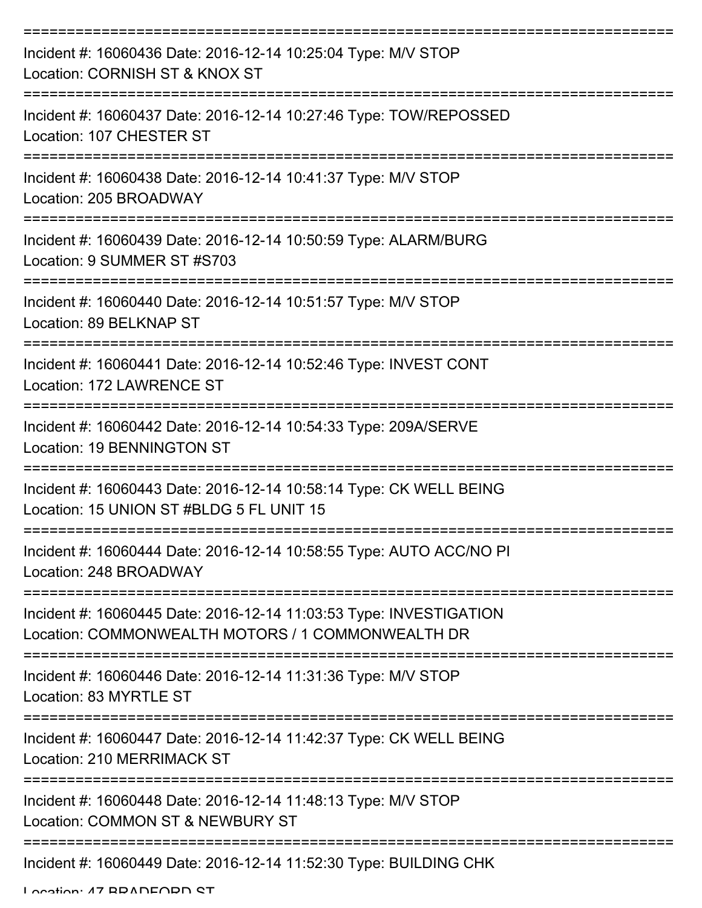===========================================================================

Incident #: 16060436 Date: 2016-12-14 10:25:04 Type: M/V STOP
Location: CORNISH ST & KNOX ST

===========================================================================

Incident #: 16060437 Date: 2016-12-14 10:27:46 Type: TOW/REPOSSED
Location: 107 CHESTER ST

===========================================================================

Incident #: 16060438 Date: 2016-12-14 10:41:37 Type: M/V STOP
Location: 205 BROADWAY

===========================================================================

Incident #: 16060439 Date: 2016-12-14 10:50:59 Type: ALARM/BURG
Location: 9 SUMMER ST #S703

===========================================================================

Incident #: 16060440 Date: 2016-12-14 10:51:57 Type: M/V STOP
Location: 89 BELKNAP ST

===========================================================================

Incident #: 16060441 Date: 2016-12-14 10:52:46 Type: INVEST CONT
Location: 172 LAWRENCE ST

===========================================================================

Incident #: 16060442 Date: 2016-12-14 10:54:33 Type: 209A/SERVE
Location: 19 BENNINGTON ST

===========================================================================

Incident #: 16060443 Date: 2016-12-14 10:58:14 Type: CK WELL BEING
Location: 15 UNION ST #BLDG 5 FL UNIT 15

===========================================================================

Incident #: 16060444 Date: 2016-12-14 10:58:55 Type: AUTO ACC/NO PI
Location: 248 BROADWAY

===========================================================================

Incident #: 16060445 Date: 2016-12-14 11:03:53 Type: INVESTIGATION
Location: COMMONWEALTH MOTORS / 1 COMMONWEALTH DR

===========================================================================

Incident #: 16060446 Date: 2016-12-14 11:31:36 Type: M/V STOP
Location: 83 MYRTLE ST

===========================================================================

Incident #: 16060447 Date: 2016-12-14 11:42:37 Type: CK WELL BEING
Location: 210 MERRIMACK ST

===========================================================================

Incident #: 16060448 Date: 2016-12-14 11:48:13 Type: M/V STOP
Location: COMMON ST & NEWBURY ST

===========================================================================

Incident #: 16060449 Date: 2016-12-14 11:52:30 Type: BUILDING CHK
Location: 47 BRADFORD ST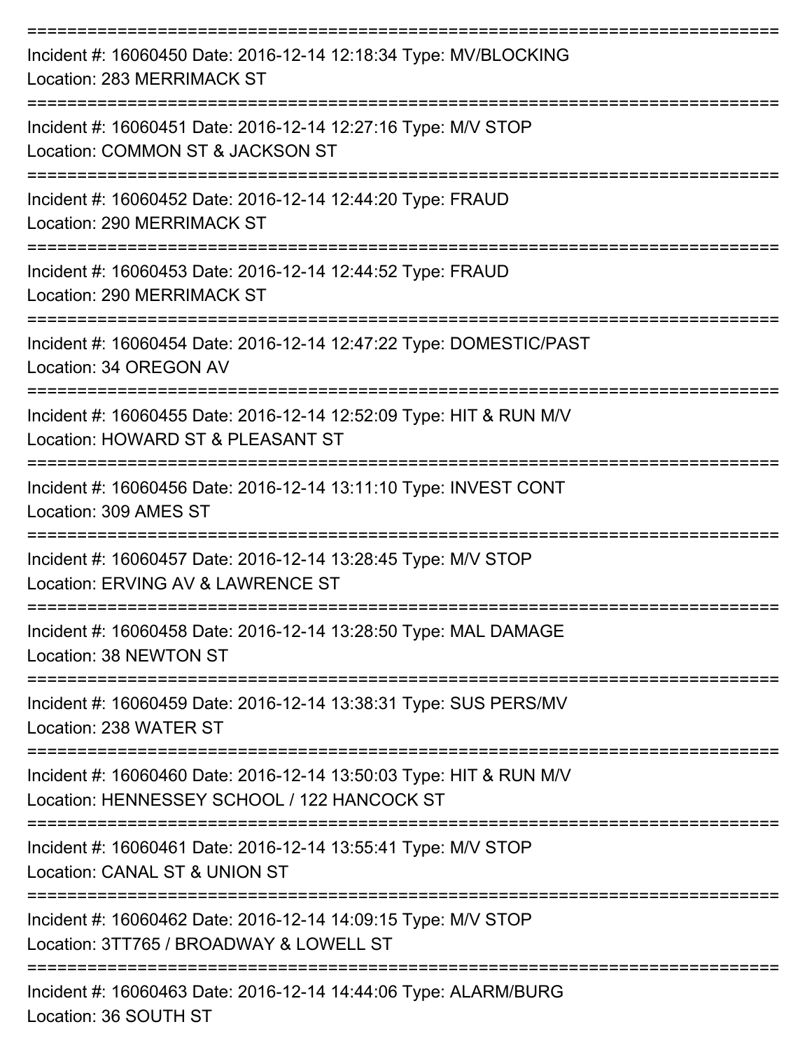===========================================================================

Incident #: 16060450 Date: 2016-12-14 12:18:34 Type: MV/BLOCKING
Location: 283 MERRIMACK ST

===========================================================================

Incident #: 16060451 Date: 2016-12-14 12:27:16 Type: M/V STOP
Location: COMMON ST & JACKSON ST

===========================================================================

Incident #: 16060452 Date: 2016-12-14 12:44:20 Type: FRAUD
Location: 290 MERRIMACK ST

===========================================================================

Incident #: 16060453 Date: 2016-12-14 12:44:52 Type: FRAUD
Location: 290 MERRIMACK ST

===========================================================================

Incident #: 16060454 Date: 2016-12-14 12:47:22 Type: DOMESTIC/PAST
Location: 34 OREGON AV

===========================================================================

Incident #: 16060455 Date: 2016-12-14 12:52:09 Type: HIT & RUN M/V
Location: HOWARD ST & PLEASANT ST

===========================================================================

Incident #: 16060456 Date: 2016-12-14 13:11:10 Type: INVEST CONT
Location: 309 AMES ST

===========================================================================

Incident #: 16060457 Date: 2016-12-14 13:28:45 Type: M/V STOP
Location: ERVING AV & LAWRENCE ST

===========================================================================

Incident #: 16060458 Date: 2016-12-14 13:28:50 Type: MAL DAMAGE
Location: 38 NEWTON ST

===========================================================================

Incident #: 16060459 Date: 2016-12-14 13:38:31 Type: SUS PERS/MV
Location: 238 WATER ST

===========================================================================

Incident #: 16060460 Date: 2016-12-14 13:50:03 Type: HIT & RUN M/V
Location: HENNESSEY SCHOOL / 122 HANCOCK ST

===========================================================================

Incident #: 16060461 Date: 2016-12-14 13:55:41 Type: M/V STOP
Location: CANAL ST & UNION ST

===========================================================================

Incident #: 16060462 Date: 2016-12-14 14:09:15 Type: M/V STOP
Location: 3TT765 / BROADWAY & LOWELL ST

===========================================================================

Incident #: 16060463 Date: 2016-12-14 14:44:06 Type: ALARM/BURG
Location: 36 SOUTH ST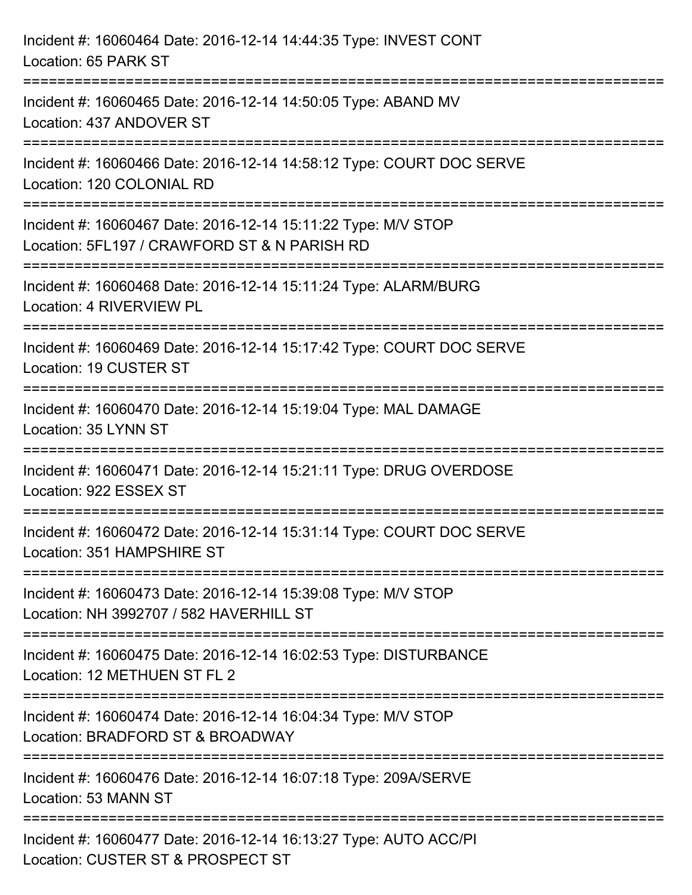Incident #: 16060464 Date: 2016-12-14 14:44:35 Type: INVEST CONT
Location: 65 PARK ST

===========================================================================

Incident #: 16060465 Date: 2016-12-14 14:50:05 Type: ABAND MV
Location: 437 ANDOVER ST

===========================================================================

Incident #: 16060466 Date: 2016-12-14 14:58:12 Type: COURT DOC SERVE
Location: 120 COLONIAL RD

===========================================================================

Incident #: 16060467 Date: 2016-12-14 15:11:22 Type: M/V STOP
Location: 5FL197 / CRAWFORD ST & N PARISH RD

===========================================================================

Incident #: 16060468 Date: 2016-12-14 15:11:24 Type: ALARM/BURG
Location: 4 RIVERVIEW PL

===========================================================================

Incident #: 16060469 Date: 2016-12-14 15:17:42 Type: COURT DOC SERVE
Location: 19 CUSTER ST

===========================================================================

Incident #: 16060470 Date: 2016-12-14 15:19:04 Type: MAL DAMAGE
Location: 35 LYNN ST

===========================================================================

Incident #: 16060471 Date: 2016-12-14 15:21:11 Type: DRUG OVERDOSE
Location: 922 ESSEX ST

===========================================================================

Incident #: 16060472 Date: 2016-12-14 15:31:14 Type: COURT DOC SERVE
Location: 351 HAMPSHIRE ST

===========================================================================

Incident #: 16060473 Date: 2016-12-14 15:39:08 Type: M/V STOP
Location: NH 3992707 / 582 HAVERHILL ST

===========================================================================

Incident #: 16060475 Date: 2016-12-14 16:02:53 Type: DISTURBANCE
Location: 12 METHUEN ST FL 2

===========================================================================

Incident #: 16060474 Date: 2016-12-14 16:04:34 Type: M/V STOP
Location: BRADFORD ST & BROADWAY

===========================================================================

Incident #: 16060476 Date: 2016-12-14 16:07:18 Type: 209A/SERVE
Location: 53 MANN ST

===========================================================================

Incident #: 16060477 Date: 2016-12-14 16:13:27 Type: AUTO ACC/PI
Location: CUSTER ST & PROSPECT ST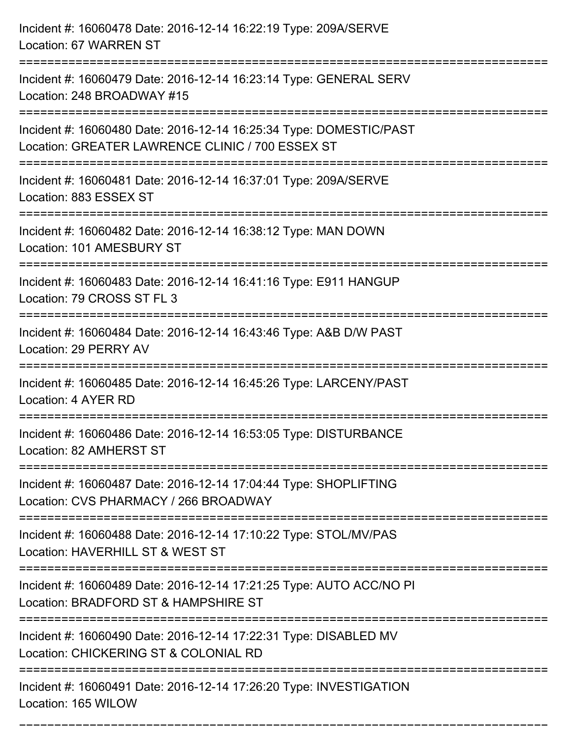Incident #: 16060478 Date: 2016-12-14 16:22:19 Type: 209A/SERVE
Location: 67 WARREN ST

===========================================================================

Incident #: 16060479 Date: 2016-12-14 16:23:14 Type: GENERAL SERV
Location: 248 BROADWAY #15

===========================================================================

Incident #: 16060480 Date: 2016-12-14 16:25:34 Type: DOMESTIC/PAST
Location: GREATER LAWRENCE CLINIC / 700 ESSEX ST

===========================================================================

Incident #: 16060481 Date: 2016-12-14 16:37:01 Type: 209A/SERVE
Location: 883 ESSEX ST

===========================================================================

Incident #: 16060482 Date: 2016-12-14 16:38:12 Type: MAN DOWN
Location: 101 AMESBURY ST

===========================================================================

Incident #: 16060483 Date: 2016-12-14 16:41:16 Type: E911 HANGUP
Location: 79 CROSS ST FL 3

===========================================================================

Incident #: 16060484 Date: 2016-12-14 16:43:46 Type: A&B D/W PAST
Location: 29 PERRY AV

===========================================================================

Incident #: 16060485 Date: 2016-12-14 16:45:26 Type: LARCENY/PAST
Location: 4 AYER RD

===========================================================================

Incident #: 16060486 Date: 2016-12-14 16:53:05 Type: DISTURBANCE
Location: 82 AMHERST ST

===========================================================================

Incident #: 16060487 Date: 2016-12-14 17:04:44 Type: SHOPLIFTING
Location: CVS PHARMACY / 266 BROADWAY

===========================================================================

Incident #: 16060488 Date: 2016-12-14 17:10:22 Type: STOL/MV/PAS
Location: HAVERHILL ST & WEST ST

===========================================================================

Incident #: 16060489 Date: 2016-12-14 17:21:25 Type: AUTO ACC/NO PI
Location: BRADFORD ST & HAMPSHIRE ST

===========================================================================

Incident #: 16060490 Date: 2016-12-14 17:22:31 Type: DISABLED MV
Location: CHICKERING ST & COLONIAL RD

===========================================================================

Incident #: 16060491 Date: 2016-12-14 17:26:20 Type: INVESTIGATION
Location: 165 WILOW

===========================================================================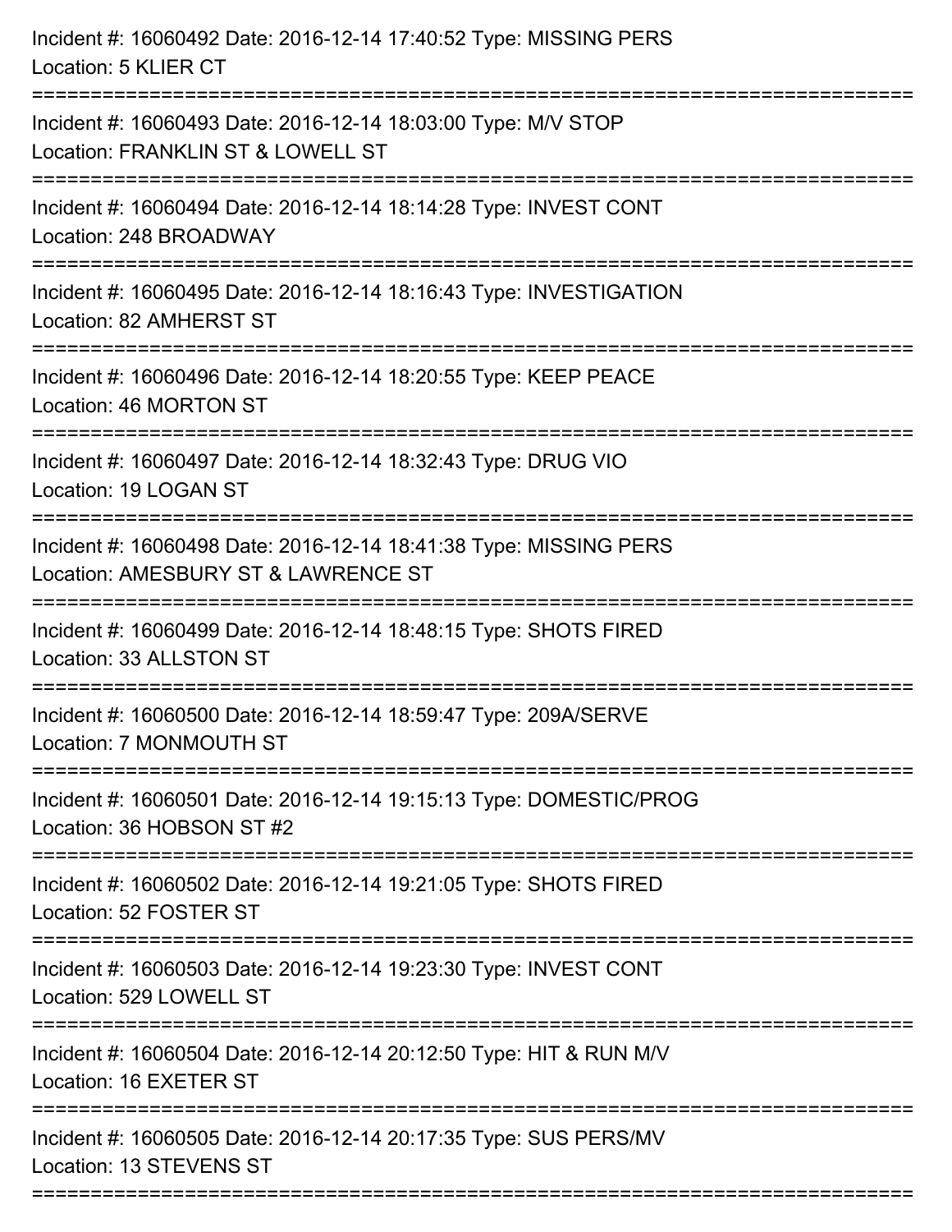Incident #: 16060492 Date: 2016-12-14 17:40:52 Type: MISSING PERS
Location: 5 KLIER CT

===========================================================================

Incident #: 16060493 Date: 2016-12-14 18:03:00 Type: M/V STOP
Location: FRANKLIN ST & LOWELL ST

===========================================================================

Incident #: 16060494 Date: 2016-12-14 18:14:28 Type: INVEST CONT
Location: 248 BROADWAY

===========================================================================

Incident #: 16060495 Date: 2016-12-14 18:16:43 Type: INVESTIGATION
Location: 82 AMHERST ST

===========================================================================

Incident #: 16060496 Date: 2016-12-14 18:20:55 Type: KEEP PEACE
Location: 46 MORTON ST

===========================================================================

Incident #: 16060497 Date: 2016-12-14 18:32:43 Type: DRUG VIO
Location: 19 LOGAN ST

===========================================================================

Incident #: 16060498 Date: 2016-12-14 18:41:38 Type: MISSING PERS
Location: AMESBURY ST & LAWRENCE ST

===========================================================================

Incident #: 16060499 Date: 2016-12-14 18:48:15 Type: SHOTS FIRED
Location: 33 ALLSTON ST

===========================================================================

Incident #: 16060500 Date: 2016-12-14 18:59:47 Type: 209A/SERVE
Location: 7 MONMOUTH ST

===========================================================================

Incident #: 16060501 Date: 2016-12-14 19:15:13 Type: DOMESTIC/PROG
Location: 36 HOBSON ST #2

===========================================================================

Incident #: 16060502 Date: 2016-12-14 19:21:05 Type: SHOTS FIRED
Location: 52 FOSTER ST

===========================================================================

Incident #: 16060503 Date: 2016-12-14 19:23:30 Type: INVEST CONT
Location: 529 LOWELL ST

===========================================================================

Incident #: 16060504 Date: 2016-12-14 20:12:50 Type: HIT & RUN M/V
Location: 16 EXETER ST

===========================================================================

Incident #: 16060505 Date: 2016-12-14 20:17:35 Type: SUS PERS/MV
Location: 13 STEVENS ST

===========================================================================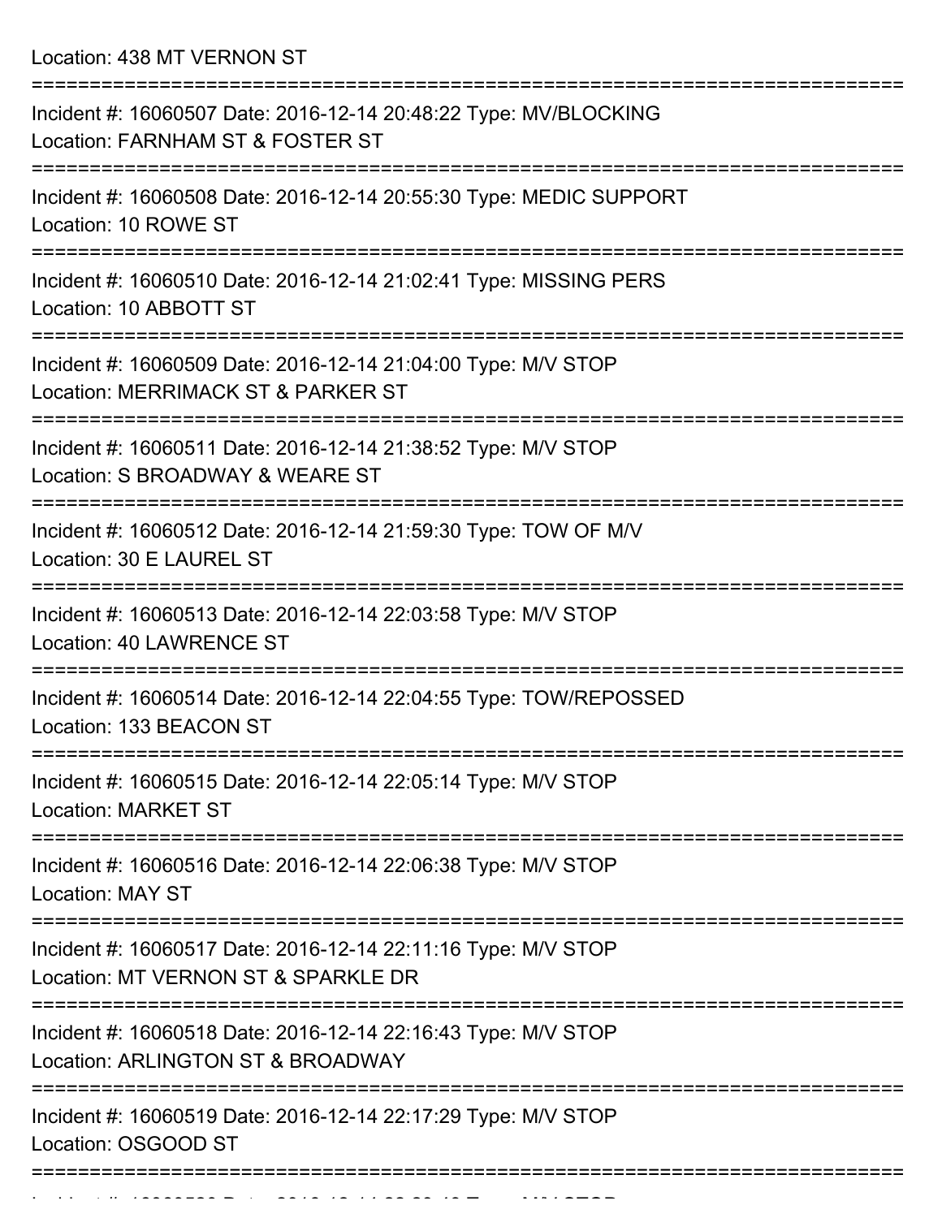Location: 438 MT VERNON ST

===========================================================================

Incident #: 16060507 Date: 2016-12-14 20:48:22 Type: MV/BLOCKING
Location: FARNHAM ST & FOSTER ST

===========================================================================

Incident #: 16060508 Date: 2016-12-14 20:55:30 Type: MEDIC SUPPORT
Location: 10 ROWE ST

===========================================================================

Incident #: 16060510 Date: 2016-12-14 21:02:41 Type: MISSING PERS
Location: 10 ABBOTT ST

===========================================================================

Incident #: 16060509 Date: 2016-12-14 21:04:00 Type: M/V STOP
Location: MERRIMACK ST & PARKER ST

===========================================================================

Incident #: 16060511 Date: 2016-12-14 21:38:52 Type: M/V STOP
Location: S BROADWAY & WEARE ST

===========================================================================

Incident #: 16060512 Date: 2016-12-14 21:59:30 Type: TOW OF M/V
Location: 30 E LAUREL ST

===========================================================================

Incident #: 16060513 Date: 2016-12-14 22:03:58 Type: M/V STOP
Location: 40 LAWRENCE ST

===========================================================================

Incident #: 16060514 Date: 2016-12-14 22:04:55 Type: TOW/REPOSSED
Location: 133 BEACON ST

===========================================================================

Incident #: 16060515 Date: 2016-12-14 22:05:14 Type: M/V STOP
Location: MARKET ST

===========================================================================

Incident #: 16060516 Date: 2016-12-14 22:06:38 Type: M/V STOP
Location: MAY ST

===========================================================================

Incident #: 16060517 Date: 2016-12-14 22:11:16 Type: M/V STOP
Location: MT VERNON ST & SPARKLE DR

===========================================================================

Incident #: 16060518 Date: 2016-12-14 22:16:43 Type: M/V STOP
Location: ARLINGTON ST & BROADWAY

===========================================================================

Incident #: 16060519 Date: 2016-12-14 22:17:29 Type: M/V STOP
Location: OSGOOD ST

===========================================================================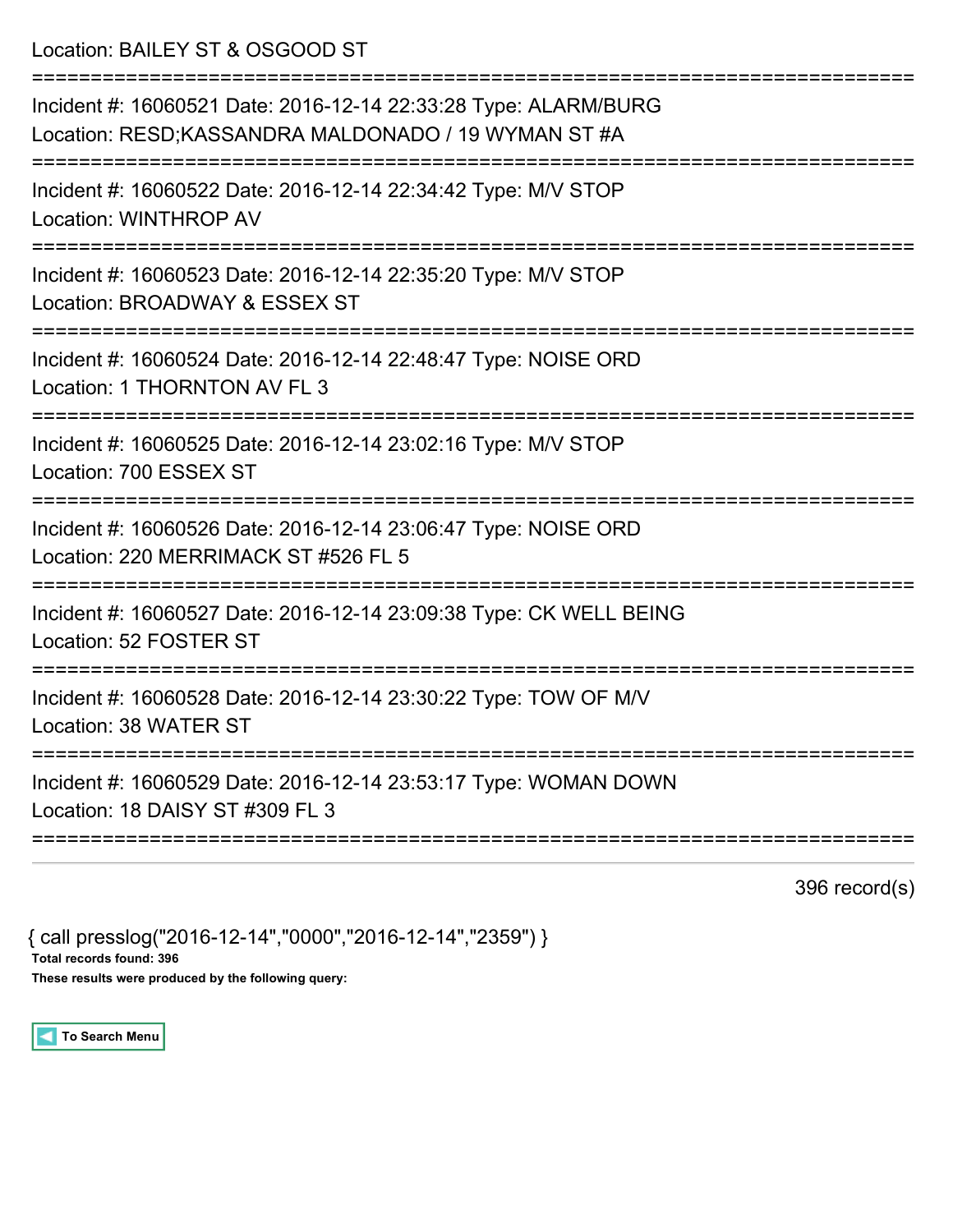Location: BAILEY ST & OSGOOD ST

===========================================================================

Incident #: 16060521 Date: 2016-12-14 22:33:28 Type: ALARM/BURG
Location: RESD;KASSANDRA MALDONADO / 19 WYMAN ST #A

===========================================================================

Incident #: 16060522 Date: 2016-12-14 22:34:42 Type: M/V STOP
Location: WINTHROP AV

===========================================================================

Incident #: 16060523 Date: 2016-12-14 22:35:20 Type: M/V STOP
Location: BROADWAY & ESSEX ST

===========================================================================

Incident #: 16060524 Date: 2016-12-14 22:48:47 Type: NOISE ORD
Location: 1 THORNTON AV FL 3

===========================================================================

Incident #: 16060525 Date: 2016-12-14 23:02:16 Type: M/V STOP
Location: 700 ESSEX ST

===========================================================================

Incident #: 16060526 Date: 2016-12-14 23:06:47 Type: NOISE ORD
Location: 220 MERRIMACK ST #526 FL 5

===========================================================================

Incident #: 16060527 Date: 2016-12-14 23:09:38 Type: CK WELL BEING
Location: 52 FOSTER ST

===========================================================================

Incident #: 16060528 Date: 2016-12-14 23:30:22 Type: TOW OF M/V
Location: 38 WATER ST

===========================================================================

Incident #: 16060529 Date: 2016-12-14 23:53:17 Type: WOMAN DOWN
Location: 18 DAISY ST #309 FL 3

===========================================================================

396 record(s)

{ call presslog("2016-12-14","0000","2016-12-14","2359") }

**Total records found: 396**

**These results were produced by the following query:**

To Search Menu